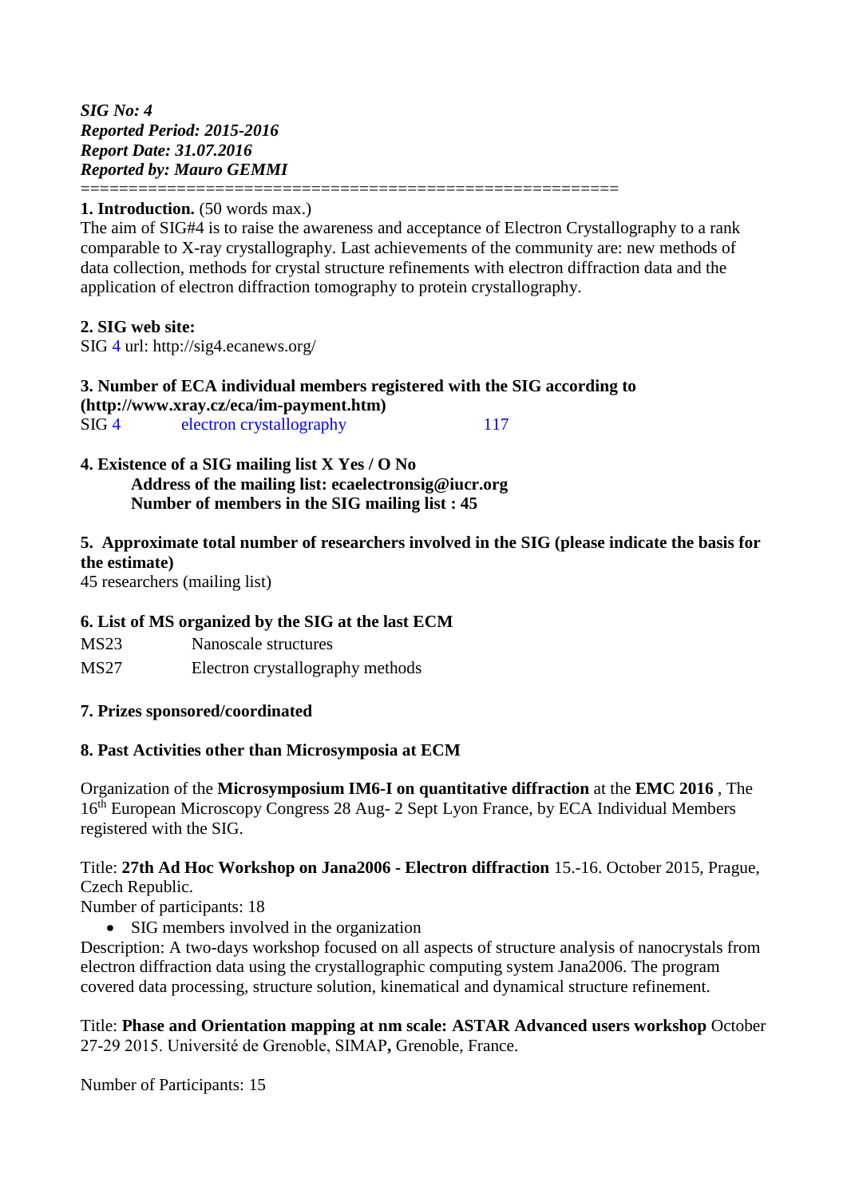***SIG No: 4***
***Reported Period: 2015-2016***
***Report Date: 31.07.2016***
***Reported by: Mauro GEMMI***

=======================================================

**1. Introduction.** (50 words max.)

The aim of SIG#4 is to raise the awareness and acceptance of Electron Crystallography to a rank comparable to X-ray crystallography. Last achievements of the community are: new methods of data collection, methods for crystal structure refinements with electron diffraction data and the application of electron diffraction tomography to protein crystallography.

**2. SIG web site:**

SIG 4 url: http://sig4.ecanews.org/

**3. Number of ECA individual members registered with the SIG according to (http://www.xray.cz/eca/im-payment.htm)**

| SIG 4 | electron crystallography | 117 |
|---|---|---|

**4. Existence of a SIG mailing list X Yes / O No**

**Address of the mailing list: ecaelectronsig@iucr.org**
**Number of members in the SIG mailing list : 45**

**5. Approximate total number of researchers involved in the SIG (please indicate the basis for the estimate)**

45 researchers (mailing list)

**6. List of MS organized by the SIG at the last ECM**

| MS23 | Nanoscale structures |
|---|---|
| MS27 | Electron crystallography methods |

**7. Prizes sponsored/coordinated**

**8. Past Activities other than Microsymposia at ECM**

Organization of the **Microsymposium IM6-I on quantitative diffraction** at the **EMC 2016** , The 16th European Microscopy Congress 28 Aug- 2 Sept Lyon France, by ECA Individual Members registered with the SIG.

Title: **27th Ad Hoc Workshop on Jana2006 - Electron diffraction** 15.-16. October 2015, Prague, Czech Republic.
Number of participants: 18

- SIG members involved in the organization

Description: A two-days workshop focused on all aspects of structure analysis of nanocrystals from electron diffraction data using the crystallographic computing system Jana2006. The program covered data processing, structure solution, kinematical and dynamical structure refinement.

Title: **Phase and Orientation mapping at nm scale: ASTAR Advanced users workshop** October 27-29 2015. Université de Grenoble, SIMAP**,** Grenoble, France.

Number of Participants: 15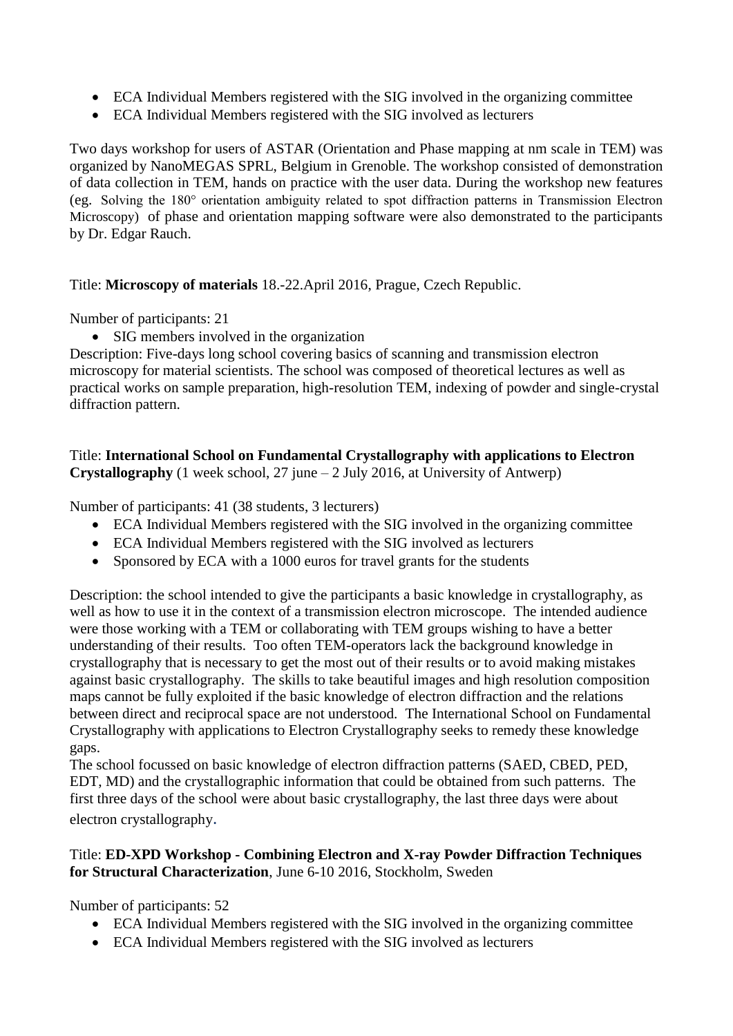- ECA Individual Members registered with the SIG involved in the organizing committee
- ECA Individual Members registered with the SIG involved as lecturers

Two days workshop for users of ASTAR (Orientation and Phase mapping at nm scale in TEM) was organized by NanoMEGAS SPRL, Belgium in Grenoble. The workshop consisted of demonstration of data collection in TEM, hands on practice with the user data. During the workshop new features (eg. Solving the 180° orientation ambiguity related to spot diffraction patterns in Transmission Electron Microscopy) of phase and orientation mapping software were also demonstrated to the participants by Dr. Edgar Rauch.

Title: **Microscopy of materials** 18.-22.April 2016, Prague, Czech Republic.

Number of participants: 21

- SIG members involved in the organization

Description: Five-days long school covering basics of scanning and transmission electron microscopy for material scientists. The school was composed of theoretical lectures as well as practical works on sample preparation, high-resolution TEM, indexing of powder and single-crystal diffraction pattern.

Title: **International School on Fundamental Crystallography with applications to Electron Crystallography** (1 week school, 27 june – 2 July 2016, at University of Antwerp)

Number of participants: 41 (38 students, 3 lecturers)

- ECA Individual Members registered with the SIG involved in the organizing committee
- ECA Individual Members registered with the SIG involved as lecturers
- Sponsored by ECA with a 1000 euros for travel grants for the students

Description: the school intended to give the participants a basic knowledge in crystallography, as well as how to use it in the context of a transmission electron microscope. The intended audience were those working with a TEM or collaborating with TEM groups wishing to have a better understanding of their results. Too often TEM-operators lack the background knowledge in crystallography that is necessary to get the most out of their results or to avoid making mistakes against basic crystallography. The skills to take beautiful images and high resolution composition maps cannot be fully exploited if the basic knowledge of electron diffraction and the relations between direct and reciprocal space are not understood. The International School on Fundamental Crystallography with applications to Electron Crystallography seeks to remedy these knowledge gaps.
The school focussed on basic knowledge of electron diffraction patterns (SAED, CBED, PED, EDT, MD) and the crystallographic information that could be obtained from such patterns. The first three days of the school were about basic crystallography, the last three days were about electron crystallography.

Title: **ED-XPD Workshop - Combining Electron and X-ray Powder Diffraction Techniques for Structural Characterization**, June 6-10 2016, Stockholm, Sweden

Number of participants: 52

- ECA Individual Members registered with the SIG involved in the organizing committee
- ECA Individual Members registered with the SIG involved as lecturers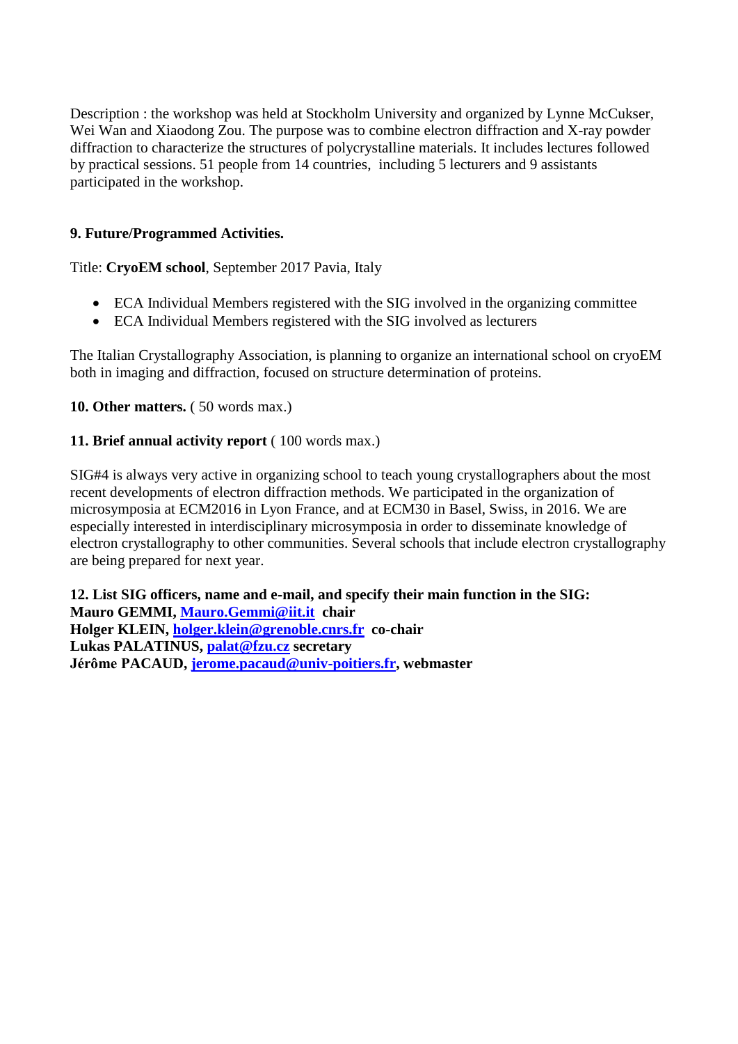Description : the workshop was held at Stockholm University and organized by Lynne McCukser, Wei Wan and Xiaodong Zou. The purpose was to combine electron diffraction and X-ray powder diffraction to characterize the structures of polycrystalline materials. It includes lectures followed by practical sessions. 51 people from 14 countries, including 5 lecturers and 9 assistants participated in the workshop.

**9. Future/Programmed Activities.**

Title: **CryoEM school**, September 2017 Pavia, Italy

- ECA Individual Members registered with the SIG involved in the organizing committee
- ECA Individual Members registered with the SIG involved as lecturers

The Italian Crystallography Association, is planning to organize an international school on cryoEM both in imaging and diffraction, focused on structure determination of proteins.

**10. Other matters.** ( 50 words max.)

**11. Brief annual activity report** ( 100 words max.)

SIG#4 is always very active in organizing school to teach young crystallographers about the most recent developments of electron diffraction methods. We participated in the organization of microsymposia at ECM2016 in Lyon France, and at ECM30 in Basel, Swiss, in 2016. We are especially interested in interdisciplinary microsymposia in order to disseminate knowledge of electron crystallography to other communities. Several schools that include electron crystallography are being prepared for next year.

**12. List SIG officers, name and e-mail, and specify their main function in the SIG:**
**Mauro GEMMI, Mauro.Gemmi@iit.it chair**
**Holger KLEIN, holger.klein@grenoble.cnrs.fr co-chair**
**Lukas PALATINUS, palat@fzu.cz secretary**
**Jérôme PACAUD, jerome.pacaud@univ-poitiers.fr, webmaster**